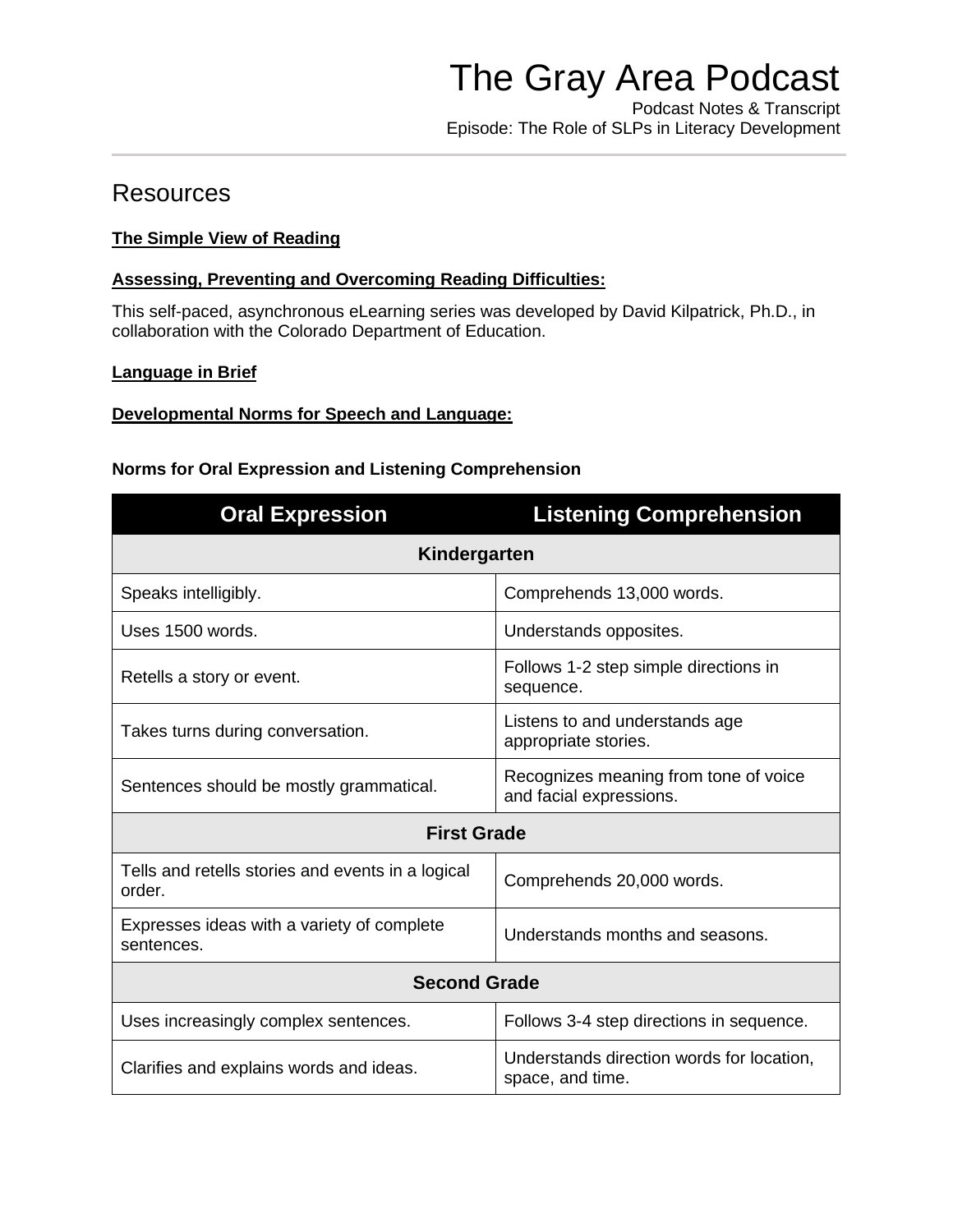# The Gray Area Podcast

Podcast Notes & Transcript
Episode: The Role of SLPs in Literacy Development

## Resources

**The Simple View of Reading**

**Assessing, Preventing and Overcoming Reading Difficulties:**

This self-paced, asynchronous eLearning series was developed by David Kilpatrick, Ph.D., in collaboration with the Colorado Department of Education.

**Language in Brief**

**Developmental Norms for Speech and Language:**

**Norms for Oral Expression and Listening Comprehension**

| Oral Expression | Listening Comprehension |
|---|---|
| **Kindergarten** | |
| Speaks intelligibly. | Comprehends 13,000 words. |
| Uses 1500 words. | Understands opposites. |
| Retells a story or event. | Follows 1-2 step simple directions in sequence. |
| Takes turns during conversation. | Listens to and understands age appropriate stories. |
| Sentences should be mostly grammatical. | Recognizes meaning from tone of voice and facial expressions. |
| **First Grade** | |
| Tells and retells stories and events in a logical order. | Comprehends 20,000 words. |
| Expresses ideas with a variety of complete sentences. | Understands months and seasons. |
| **Second Grade** | |
| Uses increasingly complex sentences. | Follows 3-4 step directions in sequence. |
| Clarifies and explains words and ideas. | Understands direction words for location, space, and time. |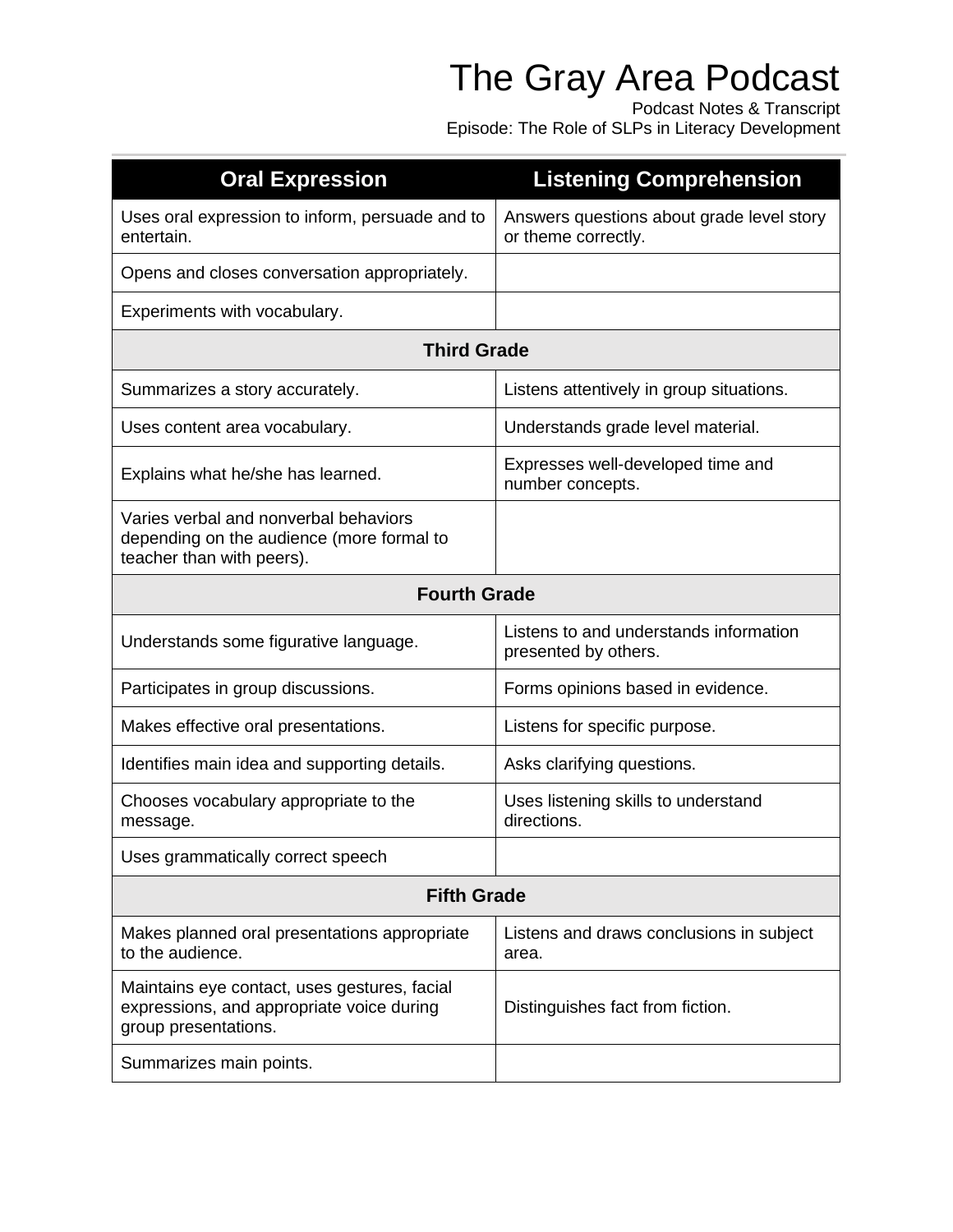| Oral Expression | Listening Comprehension |
|---|---|
| Uses oral expression to inform, persuade and to entertain. | Answers questions about grade level story or theme correctly. |
| Opens and closes conversation appropriately. | |
| Experiments with vocabulary. | |
| **Third Grade** | |
| Summarizes a story accurately. | Listens attentively in group situations. |
| Uses content area vocabulary. | Understands grade level material. |
| Explains what he/she has learned. | Expresses well-developed time and number concepts. |
| Varies verbal and nonverbal behaviors depending on the audience (more formal to teacher than with peers). | |
| **Fourth Grade** | |
| Understands some figurative language. | Listens to and understands information presented by others. |
| Participates in group discussions. | Forms opinions based in evidence. |
| Makes effective oral presentations. | Listens for specific purpose. |
| Identifies main idea and supporting details. | Asks clarifying questions. |
| Chooses vocabulary appropriate to the message. | Uses listening skills to understand directions. |
| Uses grammatically correct speech | |
| **Fifth Grade** | |
| Makes planned oral presentations appropriate to the audience. | Listens and draws conclusions in subject area. |
| Maintains eye contact, uses gestures, facial expressions, and appropriate voice during group presentations. | Distinguishes fact from fiction. |
| Summarizes main points. | |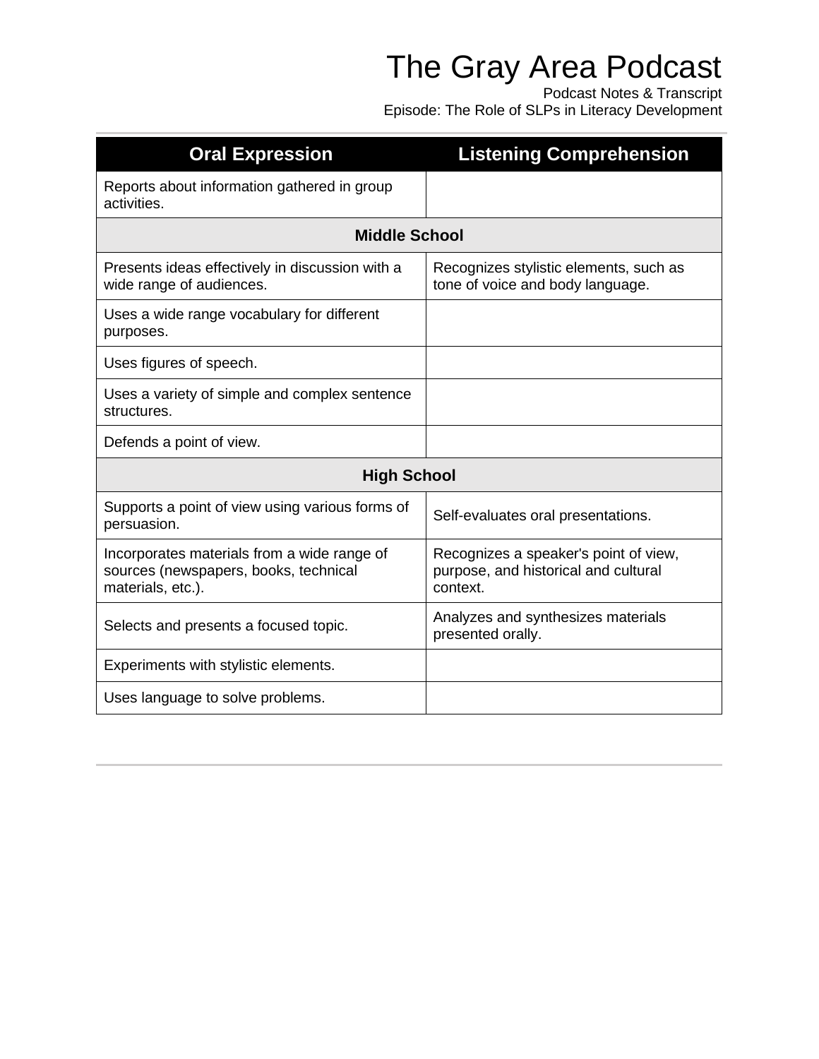| Oral Expression | Listening Comprehension |
| --- | --- |
| Reports about information gathered in group activities. | |
| **Middle School** | |
| Presents ideas effectively in discussion with a wide range of audiences. | Recognizes stylistic elements, such as tone of voice and body language. |
| Uses a wide range vocabulary for different purposes. | |
| Uses figures of speech. | |
| Uses a variety of simple and complex sentence structures. | |
| Defends a point of view. | |
| **High School** | |
| Supports a point of view using various forms of persuasion. | Self-evaluates oral presentations. |
| Incorporates materials from a wide range of sources (newspapers, books, technical materials, etc.). | Recognizes a speaker's point of view, purpose, and historical and cultural context. |
| Selects and presents a focused topic. | Analyzes and synthesizes materials presented orally. |
| Experiments with stylistic elements. | |
| Uses language to solve problems. | |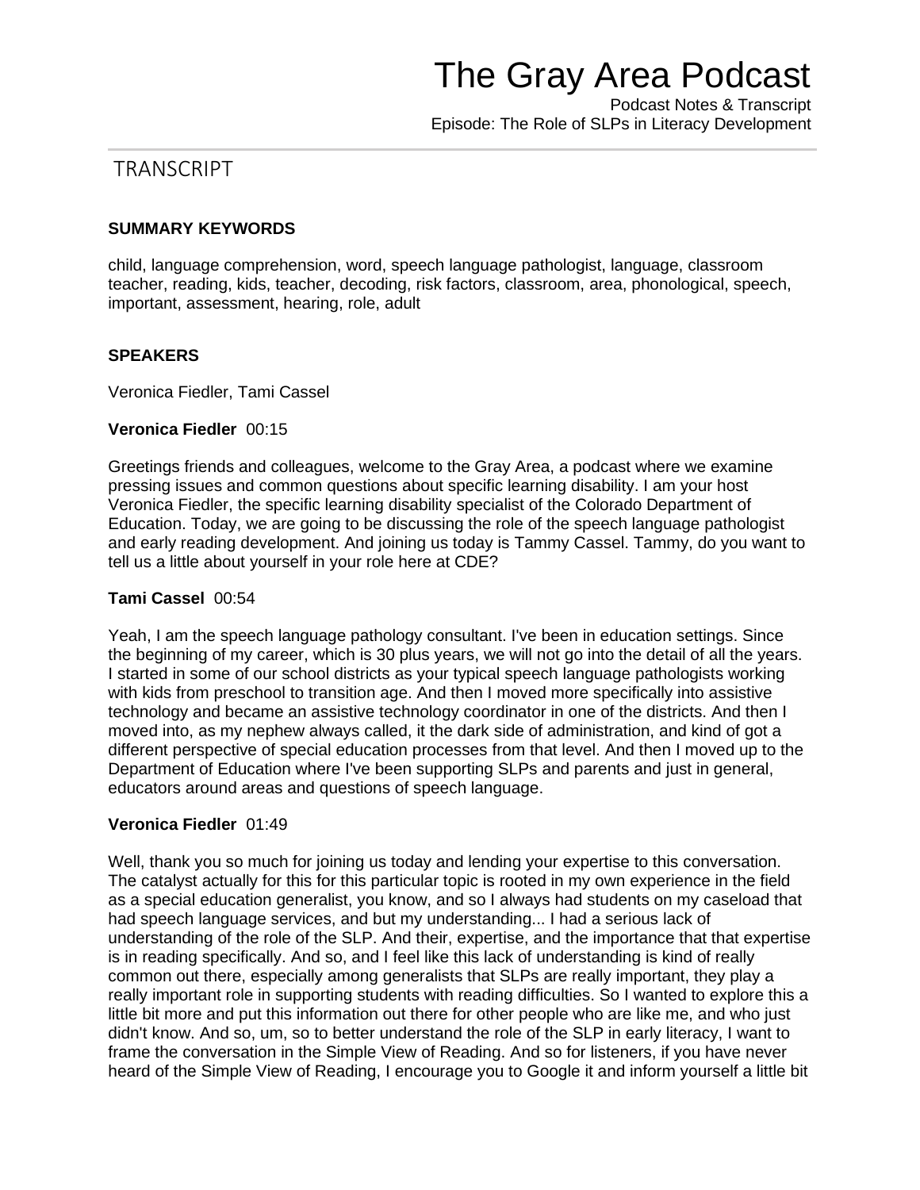# The Gray Area Podcast

Podcast Notes & Transcript
Episode: The Role of SLPs in Literacy Development

## TRANSCRIPT

**SUMMARY KEYWORDS**

child, language comprehension, word, speech language pathologist, language, classroom teacher, reading, kids, teacher, decoding, risk factors, classroom, area, phonological, speech, important, assessment, hearing, role, adult

**SPEAKERS**

Veronica Fiedler, Tami Cassel

**Veronica Fiedler** 00:15

Greetings friends and colleagues, welcome to the Gray Area, a podcast where we examine pressing issues and common questions about specific learning disability. I am your host Veronica Fiedler, the specific learning disability specialist of the Colorado Department of Education. Today, we are going to be discussing the role of the speech language pathologist and early reading development. And joining us today is Tammy Cassel. Tammy, do you want to tell us a little about yourself in your role here at CDE?

**Tami Cassel** 00:54

Yeah, I am the speech language pathology consultant. I've been in education settings. Since the beginning of my career, which is 30 plus years, we will not go into the detail of all the years. I started in some of our school districts as your typical speech language pathologists working with kids from preschool to transition age. And then I moved more specifically into assistive technology and became an assistive technology coordinator in one of the districts. And then I moved into, as my nephew always called, it the dark side of administration, and kind of got a different perspective of special education processes from that level. And then I moved up to the Department of Education where I've been supporting SLPs and parents and just in general, educators around areas and questions of speech language.

**Veronica Fiedler** 01:49

Well, thank you so much for joining us today and lending your expertise to this conversation. The catalyst actually for this for this particular topic is rooted in my own experience in the field as a special education generalist, you know, and so I always had students on my caseload that had speech language services, and but my understanding... I had a serious lack of understanding of the role of the SLP. And their, expertise, and the importance that that expertise is in reading specifically. And so, and I feel like this lack of understanding is kind of really common out there, especially among generalists that SLPs are really important, they play a really important role in supporting students with reading difficulties. So I wanted to explore this a little bit more and put this information out there for other people who are like me, and who just didn't know. And so, um, so to better understand the role of the SLP in early literacy, I want to frame the conversation in the Simple View of Reading. And so for listeners, if you have never heard of the Simple View of Reading, I encourage you to Google it and inform yourself a little bit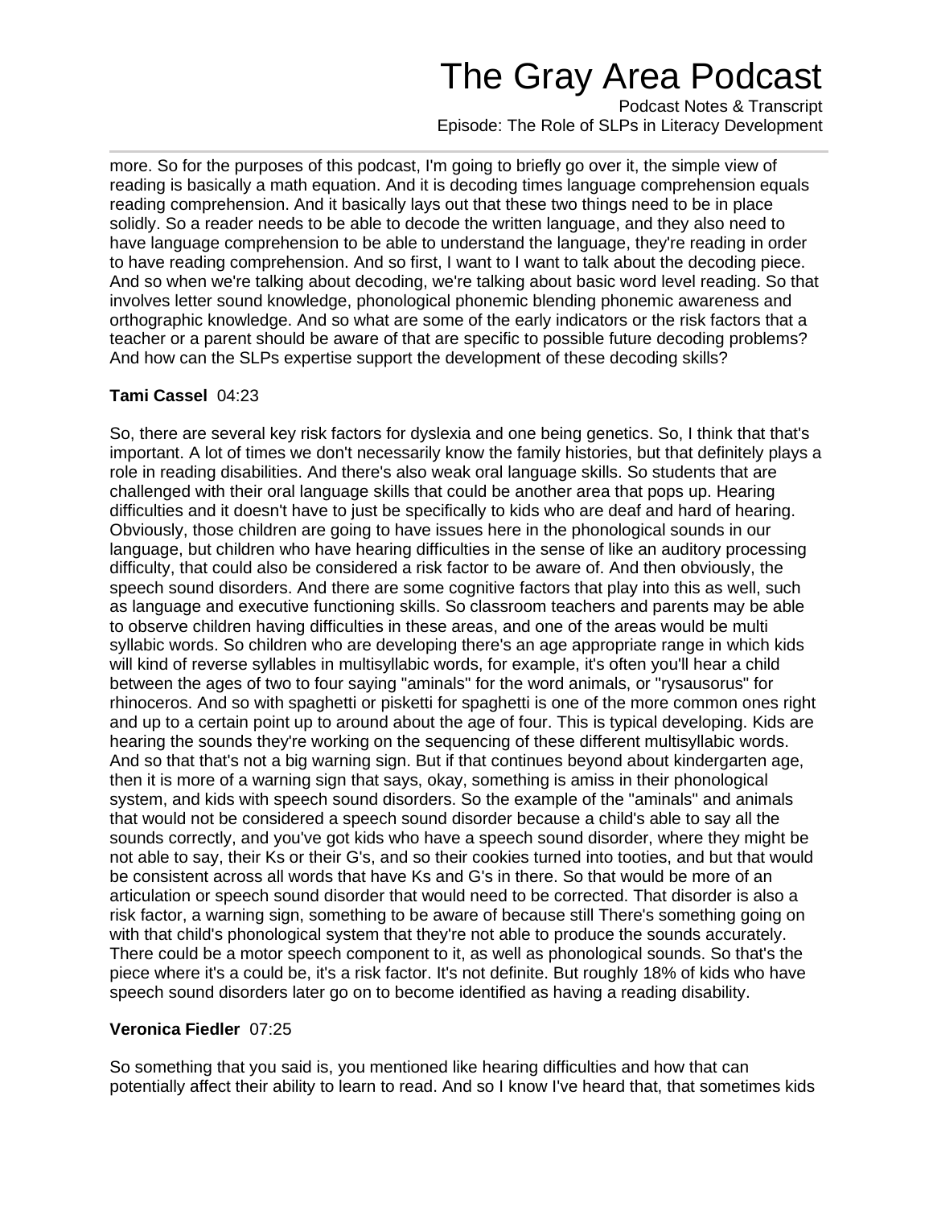more. So for the purposes of this podcast, I'm going to briefly go over it, the simple view of reading is basically a math equation. And it is decoding times language comprehension equals reading comprehension. And it basically lays out that these two things need to be in place solidly. So a reader needs to be able to decode the written language, and they also need to have language comprehension to be able to understand the language, they're reading in order to have reading comprehension. And so first, I want to I want to talk about the decoding piece. And so when we're talking about decoding, we're talking about basic word level reading. So that involves letter sound knowledge, phonological phonemic blending phonemic awareness and orthographic knowledge. And so what are some of the early indicators or the risk factors that a teacher or a parent should be aware of that are specific to possible future decoding problems? And how can the SLPs expertise support the development of these decoding skills?

**Tami Cassel** 04:23

So, there are several key risk factors for dyslexia and one being genetics. So, I think that that's important. A lot of times we don't necessarily know the family histories, but that definitely plays a role in reading disabilities. And there's also weak oral language skills. So students that are challenged with their oral language skills that could be another area that pops up. Hearing difficulties and it doesn't have to just be specifically to kids who are deaf and hard of hearing. Obviously, those children are going to have issues here in the phonological sounds in our language, but children who have hearing difficulties in the sense of like an auditory processing difficulty, that could also be considered a risk factor to be aware of. And then obviously, the speech sound disorders. And there are some cognitive factors that play into this as well, such as language and executive functioning skills. So classroom teachers and parents may be able to observe children having difficulties in these areas, and one of the areas would be multi syllabic words. So children who are developing there's an age appropriate range in which kids will kind of reverse syllables in multisyllabic words, for example, it's often you'll hear a child between the ages of two to four saying "aminals" for the word animals, or "rysausorus" for rhinoceros. And so with spaghetti or pisketti for spaghetti is one of the more common ones right and up to a certain point up to around about the age of four. This is typical developing. Kids are hearing the sounds they're working on the sequencing of these different multisyllabic words. And so that that's not a big warning sign. But if that continues beyond about kindergarten age, then it is more of a warning sign that says, okay, something is amiss in their phonological system, and kids with speech sound disorders. So the example of the "aminals" and animals that would not be considered a speech sound disorder because a child's able to say all the sounds correctly, and you've got kids who have a speech sound disorder, where they might be not able to say, their Ks or their G's, and so their cookies turned into tooties, and but that would be consistent across all words that have Ks and G's in there. So that would be more of an articulation or speech sound disorder that would need to be corrected. That disorder is also a risk factor, a warning sign, something to be aware of because still There's something going on with that child's phonological system that they're not able to produce the sounds accurately. There could be a motor speech component to it, as well as phonological sounds. So that's the piece where it's a could be, it's a risk factor. It's not definite. But roughly 18% of kids who have speech sound disorders later go on to become identified as having a reading disability.

**Veronica Fiedler** 07:25

So something that you said is, you mentioned like hearing difficulties and how that can potentially affect their ability to learn to read. And so I know I've heard that, that sometimes kids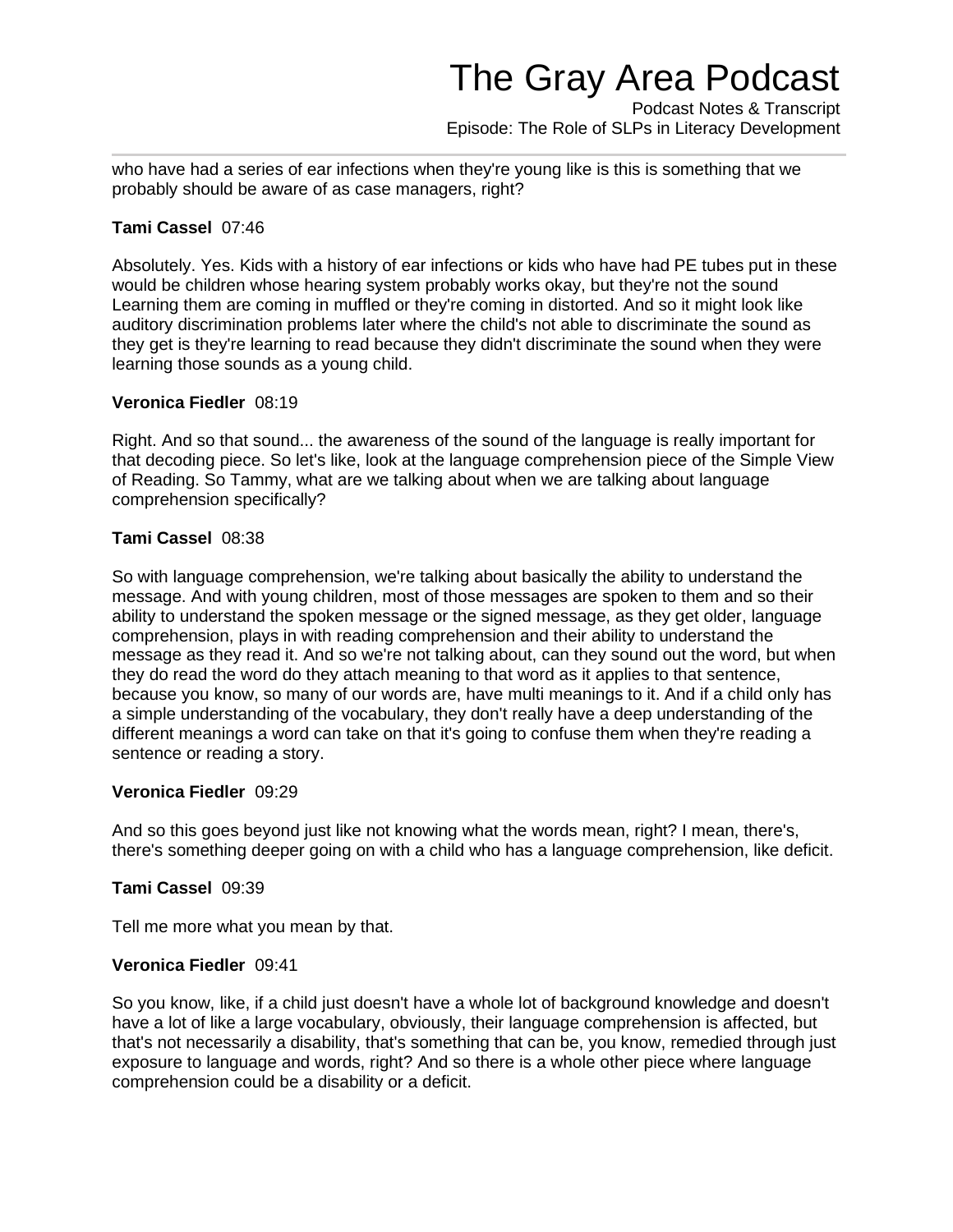who have had a series of ear infections when they're young like is this is something that we probably should be aware of as case managers, right?

**Tami Cassel** 07:46

Absolutely. Yes. Kids with a history of ear infections or kids who have had PE tubes put in these would be children whose hearing system probably works okay, but they're not the sound Learning them are coming in muffled or they're coming in distorted. And so it might look like auditory discrimination problems later where the child's not able to discriminate the sound as they get is they're learning to read because they didn't discriminate the sound when they were learning those sounds as a young child.

**Veronica Fiedler** 08:19

Right. And so that sound... the awareness of the sound of the language is really important for that decoding piece. So let's like, look at the language comprehension piece of the Simple View of Reading. So Tammy, what are we talking about when we are talking about language comprehension specifically?

**Tami Cassel** 08:38

So with language comprehension, we're talking about basically the ability to understand the message. And with young children, most of those messages are spoken to them and so their ability to understand the spoken message or the signed message, as they get older, language comprehension, plays in with reading comprehension and their ability to understand the message as they read it. And so we're not talking about, can they sound out the word, but when they do read the word do they attach meaning to that word as it applies to that sentence, because you know, so many of our words are, have multi meanings to it. And if a child only has a simple understanding of the vocabulary, they don't really have a deep understanding of the different meanings a word can take on that it's going to confuse them when they're reading a sentence or reading a story.

**Veronica Fiedler** 09:29

And so this goes beyond just like not knowing what the words mean, right? I mean, there's, there's something deeper going on with a child who has a language comprehension, like deficit.

**Tami Cassel** 09:39

Tell me more what you mean by that.

**Veronica Fiedler** 09:41

So you know, like, if a child just doesn't have a whole lot of background knowledge and doesn't have a lot of like a large vocabulary, obviously, their language comprehension is affected, but that's not necessarily a disability, that's something that can be, you know, remedied through just exposure to language and words, right? And so there is a whole other piece where language comprehension could be a disability or a deficit.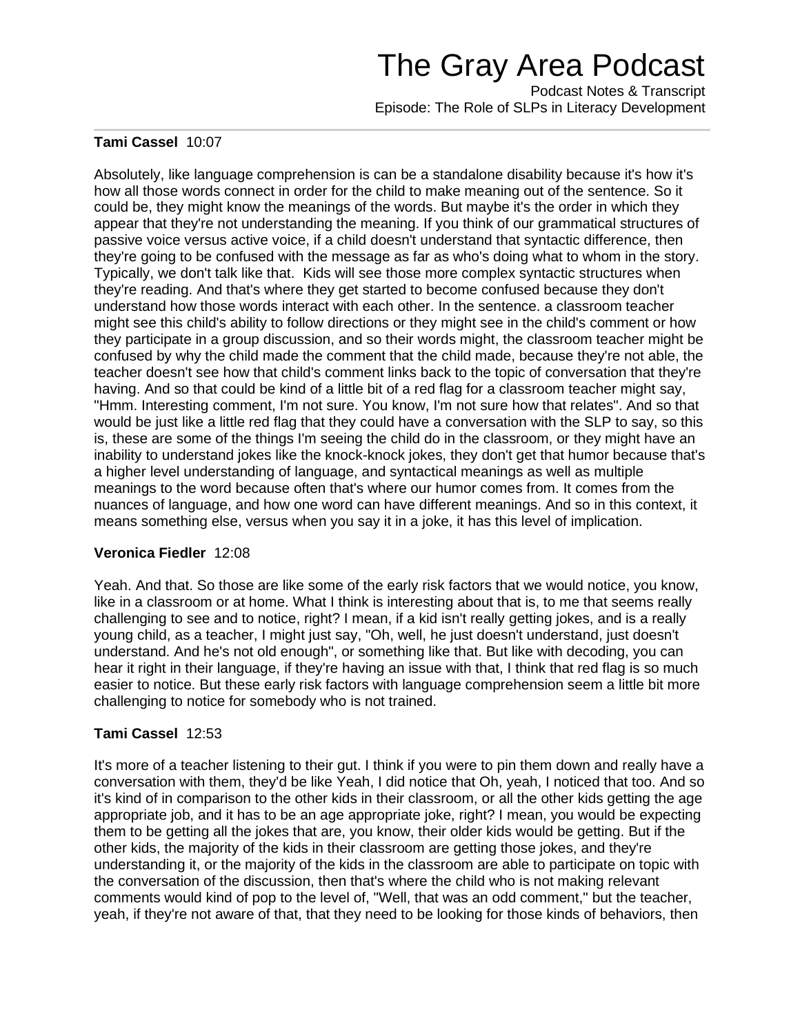**Tami Cassel** 10:07

Absolutely, like language comprehension is can be a standalone disability because it's how it's how all those words connect in order for the child to make meaning out of the sentence. So it could be, they might know the meanings of the words. But maybe it's the order in which they appear that they're not understanding the meaning. If you think of our grammatical structures of passive voice versus active voice, if a child doesn't understand that syntactic difference, then they're going to be confused with the message as far as who's doing what to whom in the story. Typically, we don't talk like that. Kids will see those more complex syntactic structures when they're reading. And that's where they get started to become confused because they don't understand how those words interact with each other. In the sentence. a classroom teacher might see this child's ability to follow directions or they might see in the child's comment or how they participate in a group discussion, and so their words might, the classroom teacher might be confused by why the child made the comment that the child made, because they're not able, the teacher doesn't see how that child's comment links back to the topic of conversation that they're having. And so that could be kind of a little bit of a red flag for a classroom teacher might say, "Hmm. Interesting comment, I'm not sure. You know, I'm not sure how that relates". And so that would be just like a little red flag that they could have a conversation with the SLP to say, so this is, these are some of the things I'm seeing the child do in the classroom, or they might have an inability to understand jokes like the knock-knock jokes, they don't get that humor because that's a higher level understanding of language, and syntactical meanings as well as multiple meanings to the word because often that's where our humor comes from. It comes from the nuances of language, and how one word can have different meanings. And so in this context, it means something else, versus when you say it in a joke, it has this level of implication.

**Veronica Fiedler** 12:08

Yeah. And that. So those are like some of the early risk factors that we would notice, you know, like in a classroom or at home. What I think is interesting about that is, to me that seems really challenging to see and to notice, right? I mean, if a kid isn't really getting jokes, and is a really young child, as a teacher, I might just say, "Oh, well, he just doesn't understand, just doesn't understand. And he's not old enough", or something like that. But like with decoding, you can hear it right in their language, if they're having an issue with that, I think that red flag is so much easier to notice. But these early risk factors with language comprehension seem a little bit more challenging to notice for somebody who is not trained.

**Tami Cassel** 12:53

It's more of a teacher listening to their gut. I think if you were to pin them down and really have a conversation with them, they'd be like Yeah, I did notice that Oh, yeah, I noticed that too. And so it's kind of in comparison to the other kids in their classroom, or all the other kids getting the age appropriate job, and it has to be an age appropriate joke, right? I mean, you would be expecting them to be getting all the jokes that are, you know, their older kids would be getting. But if the other kids, the majority of the kids in their classroom are getting those jokes, and they're understanding it, or the majority of the kids in the classroom are able to participate on topic with the conversation of the discussion, then that's where the child who is not making relevant comments would kind of pop to the level of, "Well, that was an odd comment," but the teacher, yeah, if they're not aware of that, that they need to be looking for those kinds of behaviors, then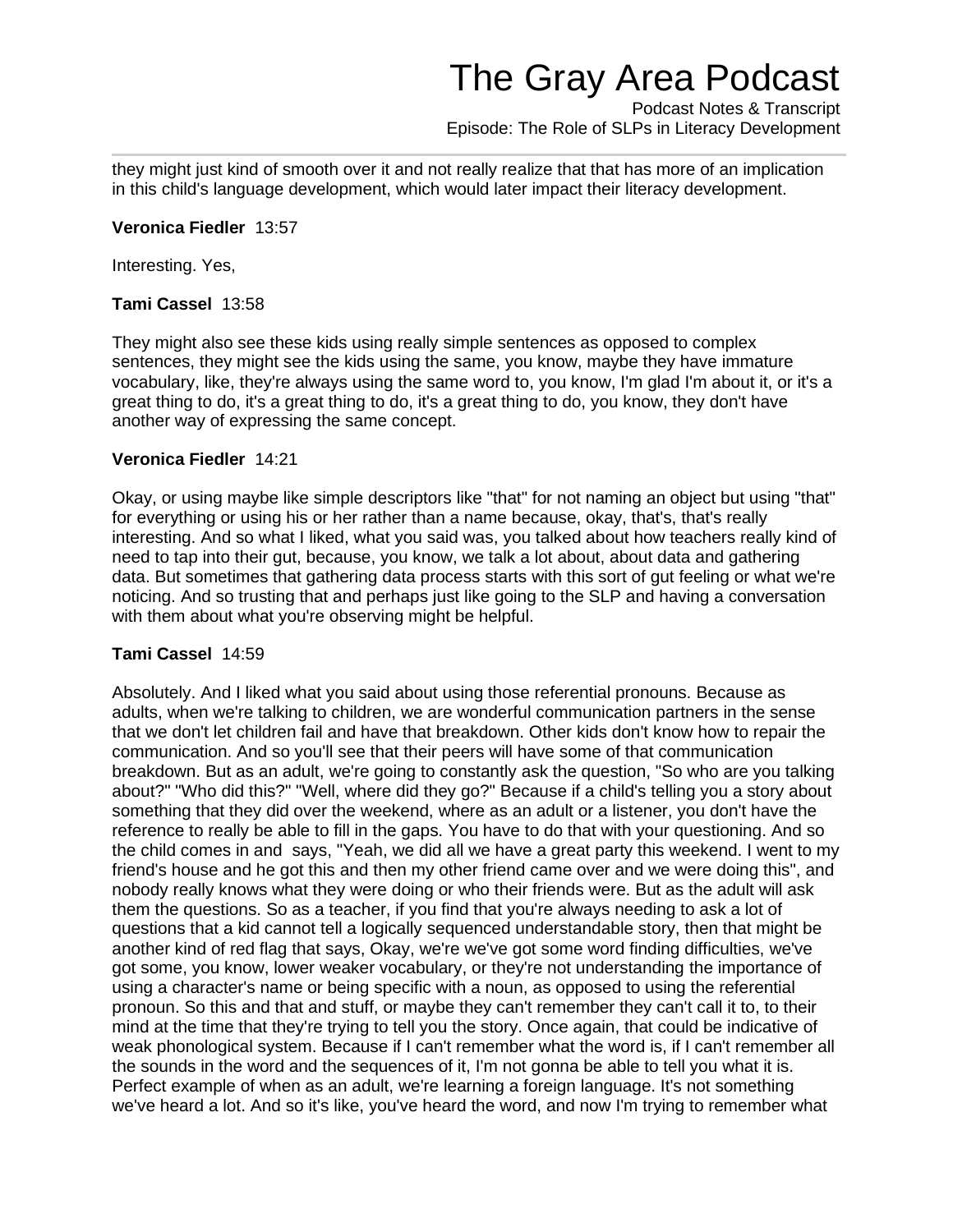they might just kind of smooth over it and not really realize that that has more of an implication in this child's language development, which would later impact their literacy development.

**Veronica Fiedler** 13:57

Interesting. Yes,

**Tami Cassel** 13:58

They might also see these kids using really simple sentences as opposed to complex sentences, they might see the kids using the same, you know, maybe they have immature vocabulary, like, they're always using the same word to, you know, I'm glad I'm about it, or it's a great thing to do, it's a great thing to do, it's a great thing to do, you know, they don't have another way of expressing the same concept.

**Veronica Fiedler** 14:21

Okay, or using maybe like simple descriptors like "that" for not naming an object but using "that" for everything or using his or her rather than a name because, okay, that's, that's really interesting. And so what I liked, what you said was, you talked about how teachers really kind of need to tap into their gut, because, you know, we talk a lot about, about data and gathering data. But sometimes that gathering data process starts with this sort of gut feeling or what we're noticing. And so trusting that and perhaps just like going to the SLP and having a conversation with them about what you're observing might be helpful.

**Tami Cassel** 14:59

Absolutely. And I liked what you said about using those referential pronouns. Because as adults, when we're talking to children, we are wonderful communication partners in the sense that we don't let children fail and have that breakdown. Other kids don't know how to repair the communication. And so you'll see that their peers will have some of that communication breakdown. But as an adult, we're going to constantly ask the question, "So who are you talking about?" "Who did this?" "Well, where did they go?" Because if a child's telling you a story about something that they did over the weekend, where as an adult or a listener, you don't have the reference to really be able to fill in the gaps. You have to do that with your questioning. And so the child comes in and says, "Yeah, we did all we have a great party this weekend. I went to my friend's house and he got this and then my other friend came over and we were doing this", and nobody really knows what they were doing or who their friends were. But as the adult will ask them the questions. So as a teacher, if you find that you're always needing to ask a lot of questions that a kid cannot tell a logically sequenced understandable story, then that might be another kind of red flag that says, Okay, we're we've got some word finding difficulties, we've got some, you know, lower weaker vocabulary, or they're not understanding the importance of using a character's name or being specific with a noun, as opposed to using the referential pronoun. So this and that and stuff, or maybe they can't remember they can't call it to, to their mind at the time that they're trying to tell you the story. Once again, that could be indicative of weak phonological system. Because if I can't remember what the word is, if I can't remember all the sounds in the word and the sequences of it, I'm not gonna be able to tell you what it is. Perfect example of when as an adult, we're learning a foreign language. It's not something we've heard a lot. And so it's like, you've heard the word, and now I'm trying to remember what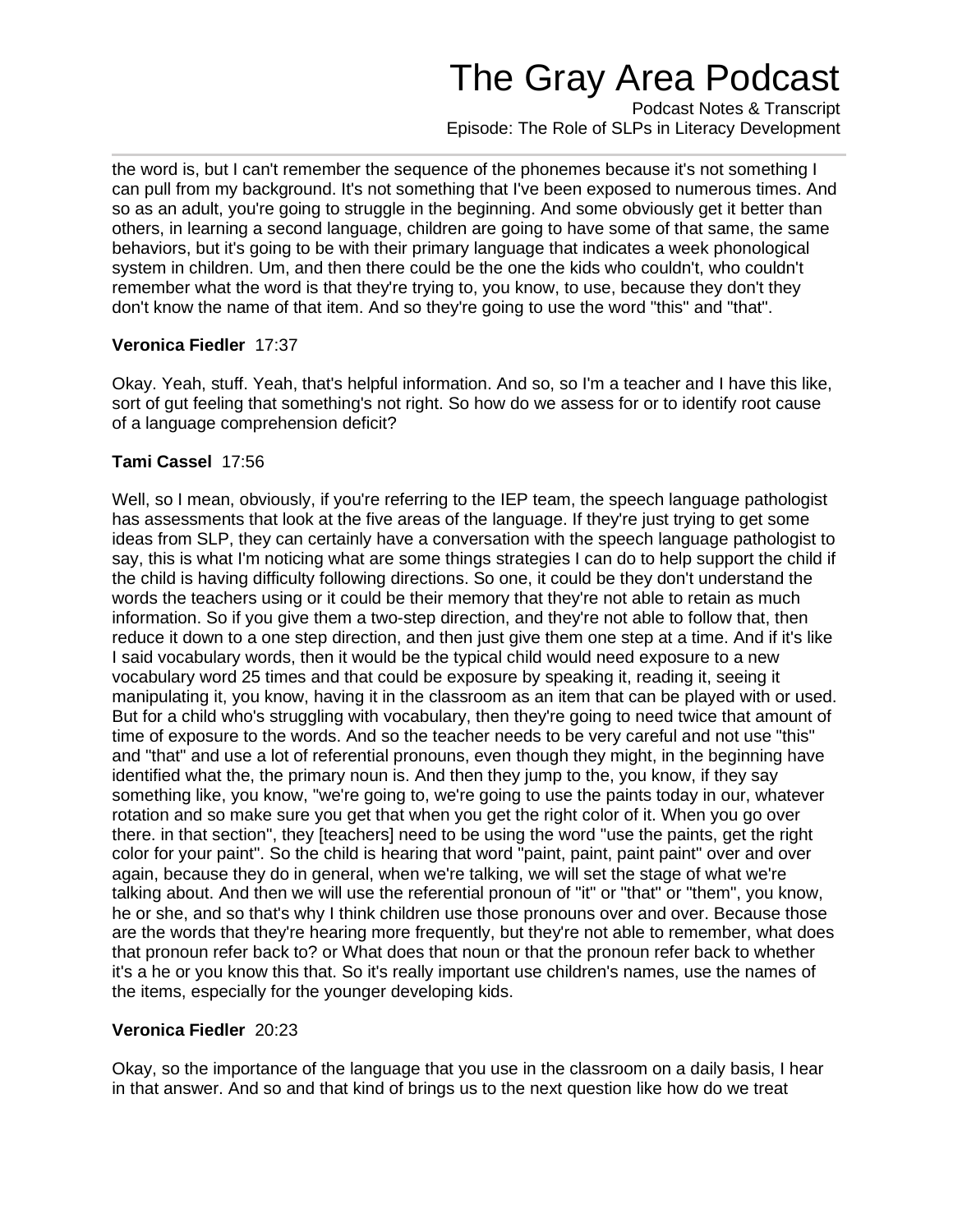the word is, but I can't remember the sequence of the phonemes because it's not something I can pull from my background. It's not something that I've been exposed to numerous times. And so as an adult, you're going to struggle in the beginning. And some obviously get it better than others, in learning a second language, children are going to have some of that same, the same behaviors, but it's going to be with their primary language that indicates a week phonological system in children. Um, and then there could be the one the kids who couldn't, who couldn't remember what the word is that they're trying to, you know, to use, because they don't they don't know the name of that item. And so they're going to use the word "this" and "that".

**Veronica Fiedler** 17:37

Okay. Yeah, stuff. Yeah, that's helpful information. And so, so I'm a teacher and I have this like, sort of gut feeling that something's not right. So how do we assess for or to identify root cause of a language comprehension deficit?

**Tami Cassel** 17:56

Well, so I mean, obviously, if you're referring to the IEP team, the speech language pathologist has assessments that look at the five areas of the language. If they're just trying to get some ideas from SLP, they can certainly have a conversation with the speech language pathologist to say, this is what I'm noticing what are some things strategies I can do to help support the child if the child is having difficulty following directions. So one, it could be they don't understand the words the teachers using or it could be their memory that they're not able to retain as much information. So if you give them a two-step direction, and they're not able to follow that, then reduce it down to a one step direction, and then just give them one step at a time. And if it's like I said vocabulary words, then it would be the typical child would need exposure to a new vocabulary word 25 times and that could be exposure by speaking it, reading it, seeing it manipulating it, you know, having it in the classroom as an item that can be played with or used. But for a child who's struggling with vocabulary, then they're going to need twice that amount of time of exposure to the words. And so the teacher needs to be very careful and not use "this" and "that" and use a lot of referential pronouns, even though they might, in the beginning have identified what the, the primary noun is. And then they jump to the, you know, if they say something like, you know, "we're going to, we're going to use the paints today in our, whatever rotation and so make sure you get that when you get the right color of it. When you go over there. in that section", they [teachers] need to be using the word "use the paints, get the right color for your paint". So the child is hearing that word "paint, paint, paint paint" over and over again, because they do in general, when we're talking, we will set the stage of what we're talking about. And then we will use the referential pronoun of "it" or "that" or "them", you know, he or she, and so that's why I think children use those pronouns over and over. Because those are the words that they're hearing more frequently, but they're not able to remember, what does that pronoun refer back to? or What does that noun or that the pronoun refer back to whether it's a he or you know this that. So it's really important use children's names, use the names of the items, especially for the younger developing kids.

**Veronica Fiedler** 20:23

Okay, so the importance of the language that you use in the classroom on a daily basis, I hear in that answer. And so and that kind of brings us to the next question like how do we treat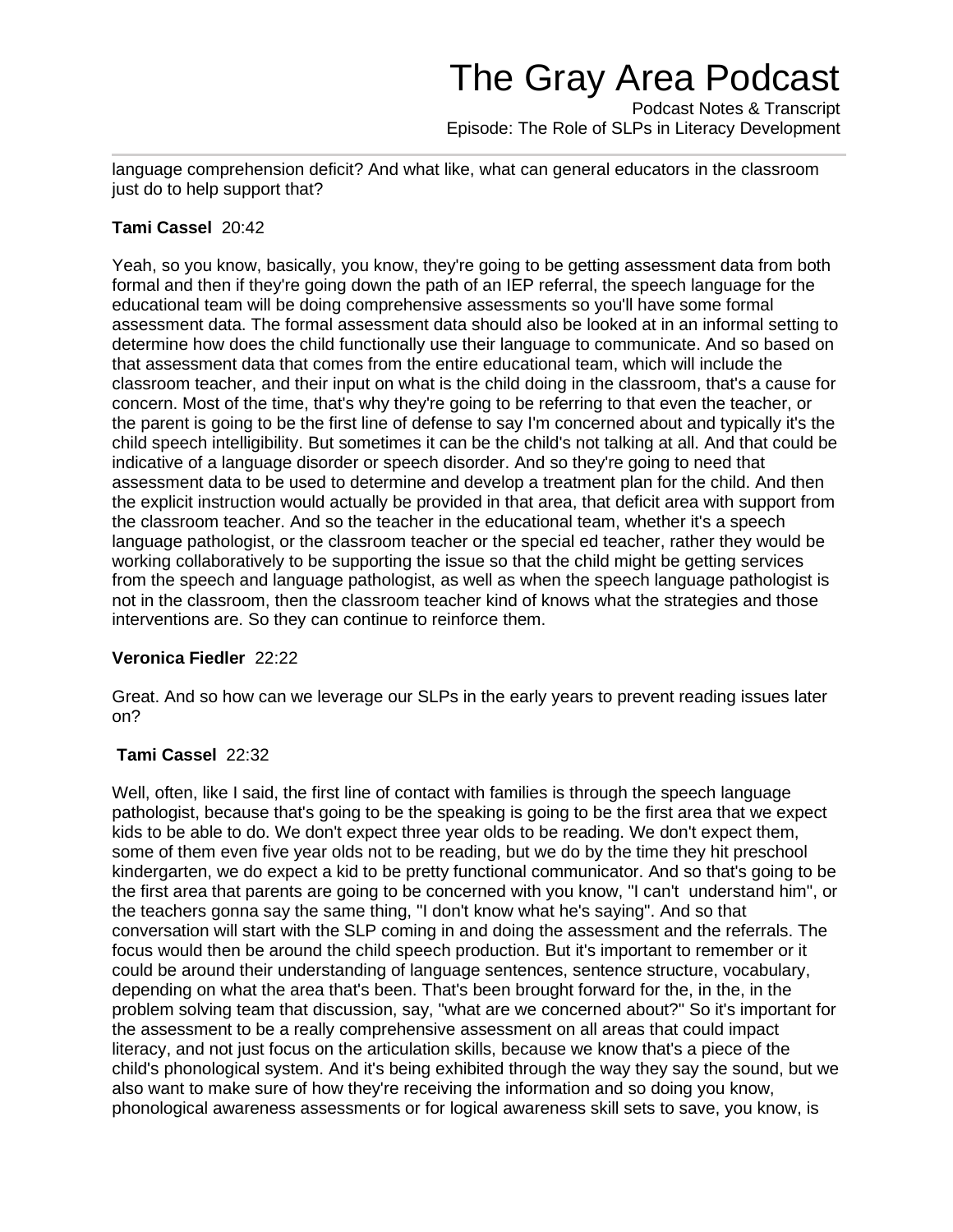language comprehension deficit? And what like, what can general educators in the classroom just do to help support that?

**Tami Cassel** 20:42

Yeah, so you know, basically, you know, they're going to be getting assessment data from both formal and then if they're going down the path of an IEP referral, the speech language for the educational team will be doing comprehensive assessments so you'll have some formal assessment data. The formal assessment data should also be looked at in an informal setting to determine how does the child functionally use their language to communicate. And so based on that assessment data that comes from the entire educational team, which will include the classroom teacher, and their input on what is the child doing in the classroom, that's a cause for concern. Most of the time, that's why they're going to be referring to that even the teacher, or the parent is going to be the first line of defense to say I'm concerned about and typically it's the child speech intelligibility. But sometimes it can be the child's not talking at all. And that could be indicative of a language disorder or speech disorder. And so they're going to need that assessment data to be used to determine and develop a treatment plan for the child. And then the explicit instruction would actually be provided in that area, that deficit area with support from the classroom teacher. And so the teacher in the educational team, whether it's a speech language pathologist, or the classroom teacher or the special ed teacher, rather they would be working collaboratively to be supporting the issue so that the child might be getting services from the speech and language pathologist, as well as when the speech language pathologist is not in the classroom, then the classroom teacher kind of knows what the strategies and those interventions are. So they can continue to reinforce them.

**Veronica Fiedler** 22:22

Great. And so how can we leverage our SLPs in the early years to prevent reading issues later on?

**Tami Cassel** 22:32

Well, often, like I said, the first line of contact with families is through the speech language pathologist, because that's going to be the speaking is going to be the first area that we expect kids to be able to do. We don't expect three year olds to be reading. We don't expect them, some of them even five year olds not to be reading, but we do by the time they hit preschool kindergarten, we do expect a kid to be pretty functional communicator. And so that's going to be the first area that parents are going to be concerned with you know, "I can't understand him", or the teachers gonna say the same thing, "I don't know what he's saying". And so that conversation will start with the SLP coming in and doing the assessment and the referrals. The focus would then be around the child speech production. But it's important to remember or it could be around their understanding of language sentences, sentence structure, vocabulary, depending on what the area that's been. That's been brought forward for the, in the, in the problem solving team that discussion, say, "what are we concerned about?" So it's important for the assessment to be a really comprehensive assessment on all areas that could impact literacy, and not just focus on the articulation skills, because we know that's a piece of the child's phonological system. And it's being exhibited through the way they say the sound, but we also want to make sure of how they're receiving the information and so doing you know, phonological awareness assessments or for logical awareness skill sets to save, you know, is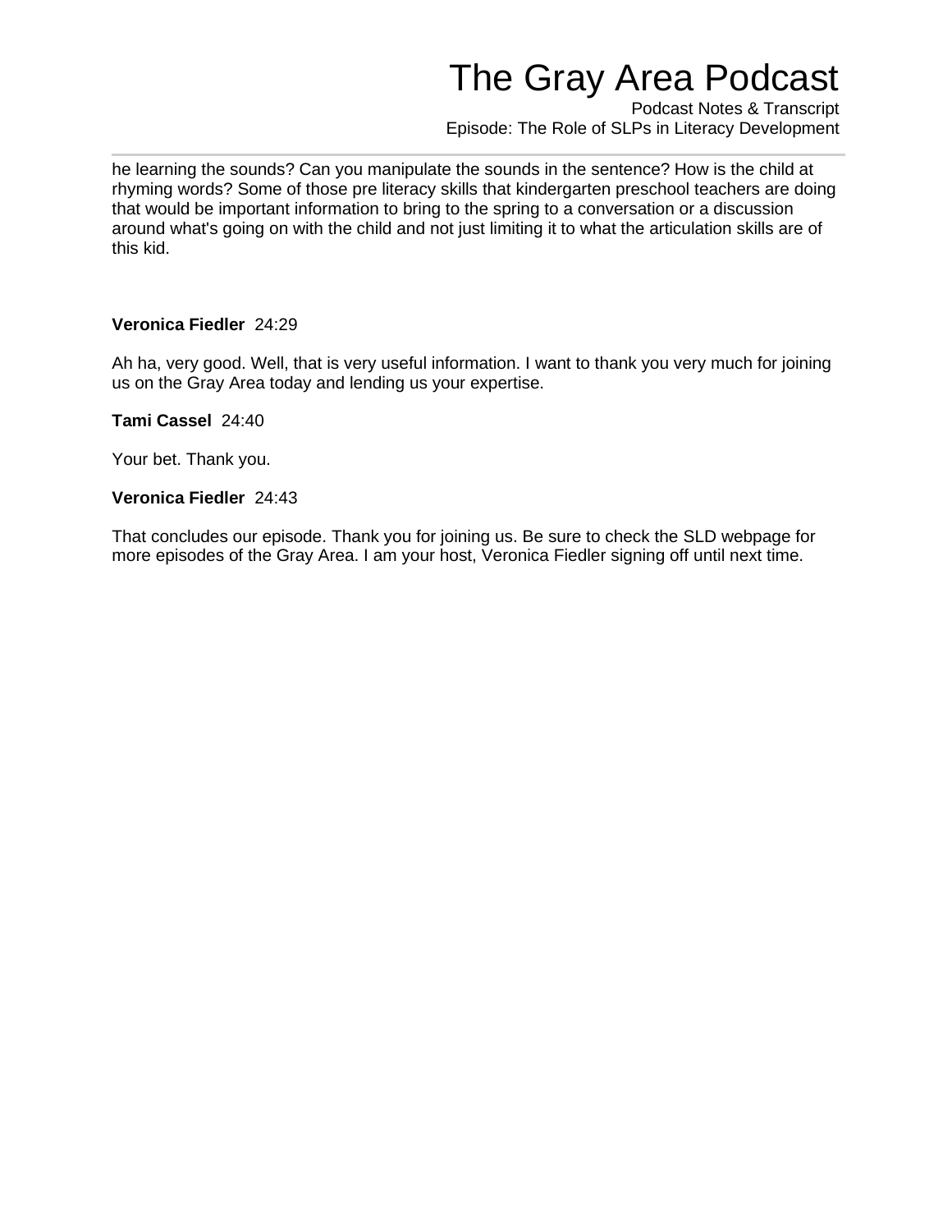he learning the sounds? Can you manipulate the sounds in the sentence? How is the child at rhyming words? Some of those pre literacy skills that kindergarten preschool teachers are doing that would be important information to bring to the spring to a conversation or a discussion around what's going on with the child and not just limiting it to what the articulation skills are of this kid.

**Veronica Fiedler** 24:29

Ah ha, very good. Well, that is very useful information. I want to thank you very much for joining us on the Gray Area today and lending us your expertise.

**Tami Cassel** 24:40

Your bet. Thank you.

**Veronica Fiedler** 24:43

That concludes our episode. Thank you for joining us. Be sure to check the SLD webpage for more episodes of the Gray Area. I am your host, Veronica Fiedler signing off until next time.